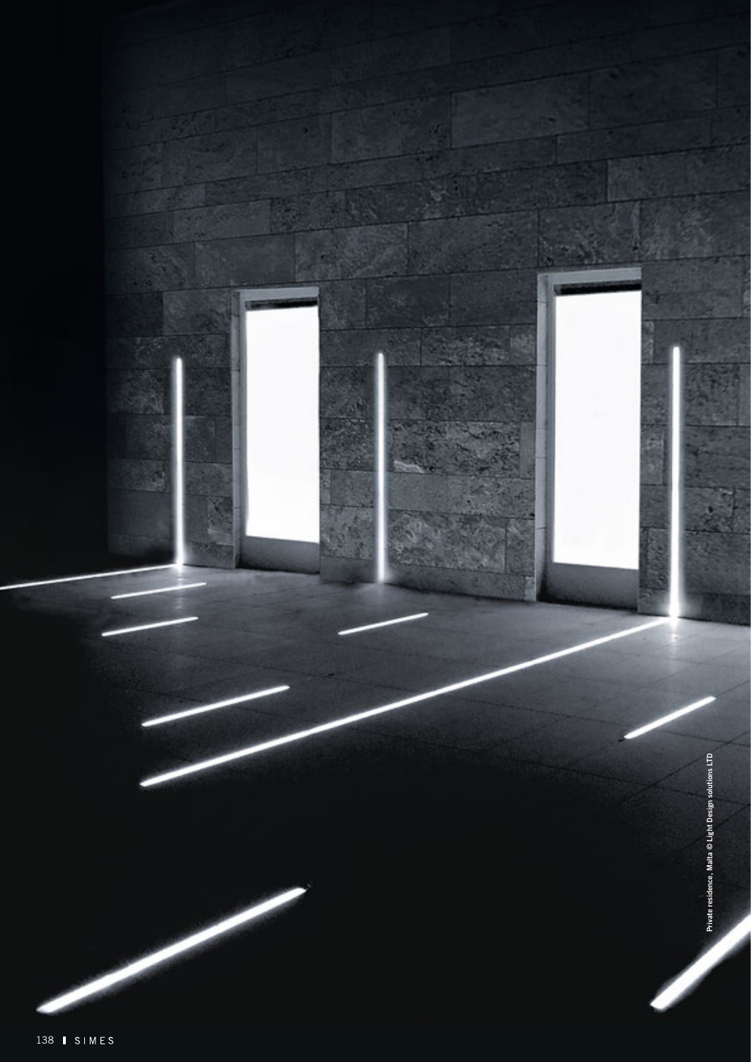Private residence, Malta © Light Design solutions LTD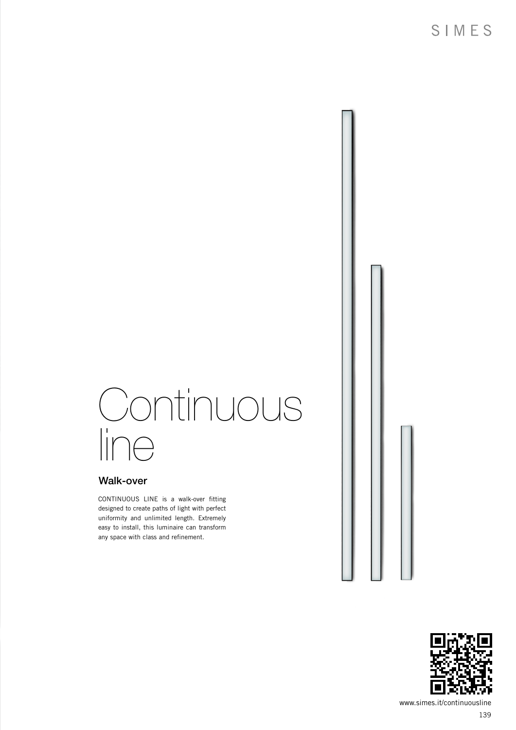# Continuous line

## Walk-over

CONTINUOUS LINE is a walk-over fitting designed to create paths of light with perfect uniformity and unlimited length. Extremely easy to install, this luminaire can transform any space with class and refinement.

www.simes.it/continuousline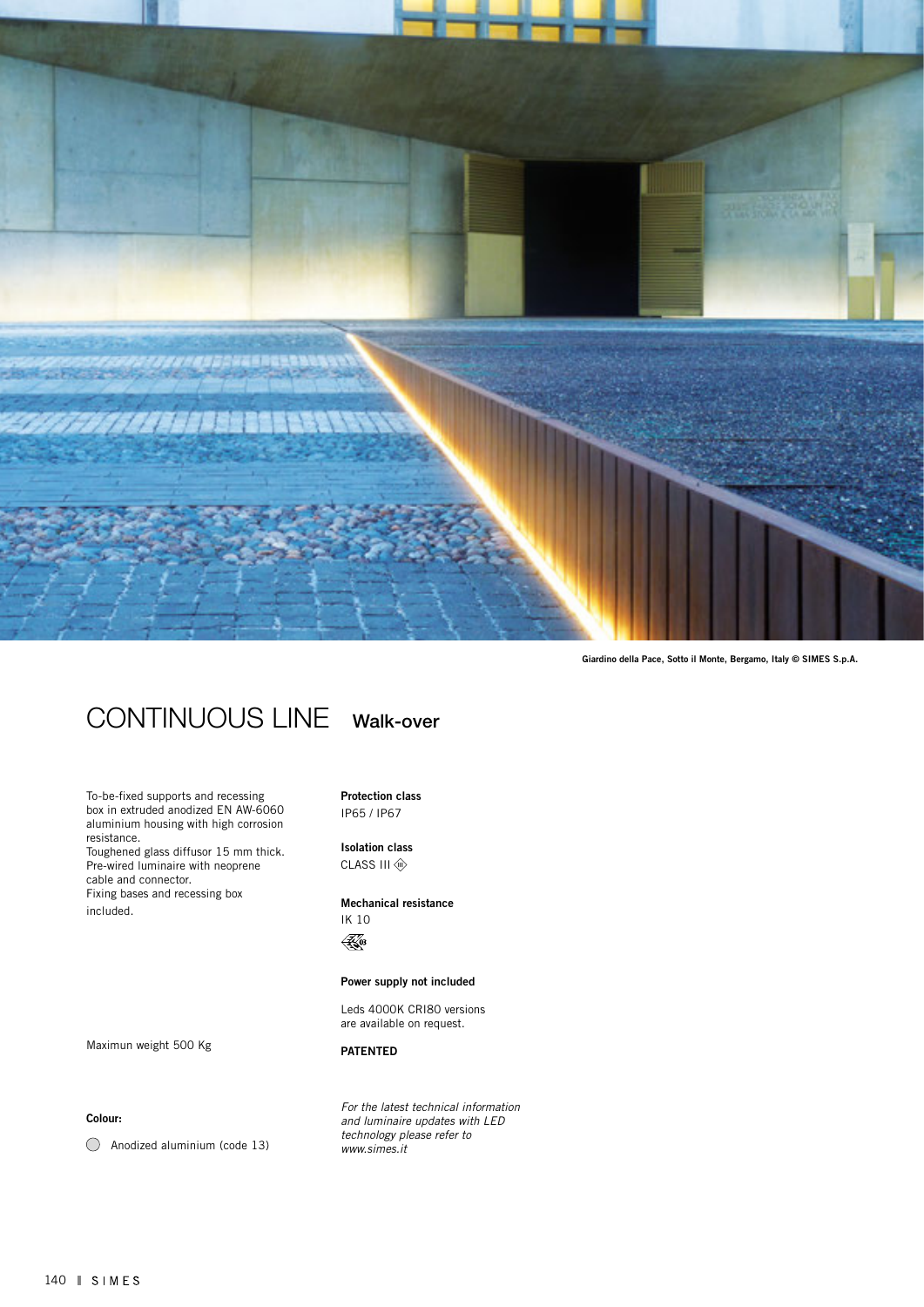Giardino della Pace, Sotto il Monte, Bergamo, Italy © SIMES S.p.A.

# CONTINUOUS LINE Walk-over

To-be-fixed supports and recessing box in extruded anodized EN AW-6060 aluminium housing with high corrosion resistance.
Toughened glass diffusor 15 mm thick.
Pre-wired luminaire with neoprene cable and connector.
Fixing bases and recessing box included.

Maximun weight 500 Kg

**Colour:**

◯ Anodized aluminium (code 13)

**Protection class**
IP65 / IP67

**Isolation class**
CLASS III

**Mechanical resistance**
IK 10

**Power supply not included**

Leds 4000K CRI80 versions are available on request.

**PATENTED**

*For the latest technical information and luminaire updates with LED technology please refer to www.simes.it*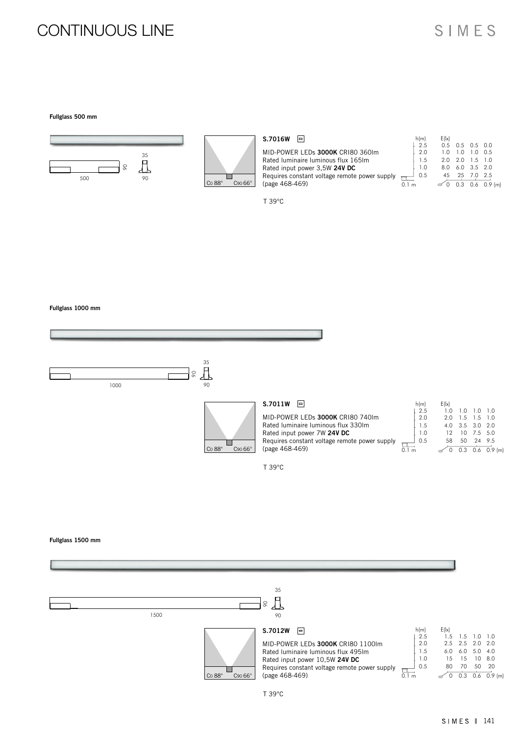# CONTINUOUS LINE

**Fullglass 500 mm**

500

90

35

90

C0 88° C90 66°

**S.7016W**

MID-POWER LEDs **3000K** CRI80 360lm
Rated luminaire luminous flux 165lm
Rated input power 3,5W **24V DC**
Requires constant voltage remote power supply (page 468-469)

| h(m) | E(lx) | | | |
|---|---|---|---|---|
| 2.5 | 0.5 | 0.5 | 0.5 | 0.0 |
| 2.0 | 1.0 | 1.0 | 1.0 | 0.5 |
| 1.5 | 2.0 | 2.0 | 1.5 | 1.0 |
| 1.0 | 8.0 | 6.0 | 3.5 | 2.0 |
| 0.5 | 45 | 25 | 7.0 | 2.5 |
| 0.1 m | 0 | 0.3 | 0.6 | 0.9 (m) |

T 39°C

**Fullglass 1000 mm**

1000

90

35

90

C0 88° C90 66°

**S.7011W**

MID-POWER LEDs **3000K** CRI80 740lm
Rated luminaire luminous flux 330lm
Rated input power 7W **24V DC**
Requires constant voltage remote power supply (page 468-469)

| h(m) | E(lx) | | | |
|---|---|---|---|---|
| 2.5 | 1.0 | 1.0 | 1.0 | 1.0 |
| 2.0 | 2.0 | 1.5 | 1.5 | 1.0 |
| 1.5 | 4.0 | 3.5 | 3.0 | 2.0 |
| 1.0 | 12 | 10 | 7.5 | 5.0 |
| 0.5 | 58 | 50 | 24 | 9.5 |
| 0.1 m | 0 | 0.3 | 0.6 | 0.9 (m) |

T 39°C

**Fullglass 1500 mm**

1500

90

35

90

C0 88° C90 66°

**S.7012W**

MID-POWER LEDs **3000K** CRI80 1100lm
Rated luminaire luminous flux 495lm
Rated input power 10,5W **24V DC**
Requires constant voltage remote power supply (page 468-469)

| h(m) | E(lx) | | | |
|---|---|---|---|---|
| 2.5 | 1.5 | 1.5 | 1.0 | 1.0 |
| 2.0 | 2.5 | 2.5 | 2.0 | 2.0 |
| 1.5 | 6.0 | 6.0 | 5.0 | 4.0 |
| 1.0 | 15 | 15 | 10 | 8.0 |
| 0.5 | 80 | 70 | 50 | 20 |
| 0.1 m | 0 | 0.3 | 0.6 | 0.9 (m) |

T 39°C